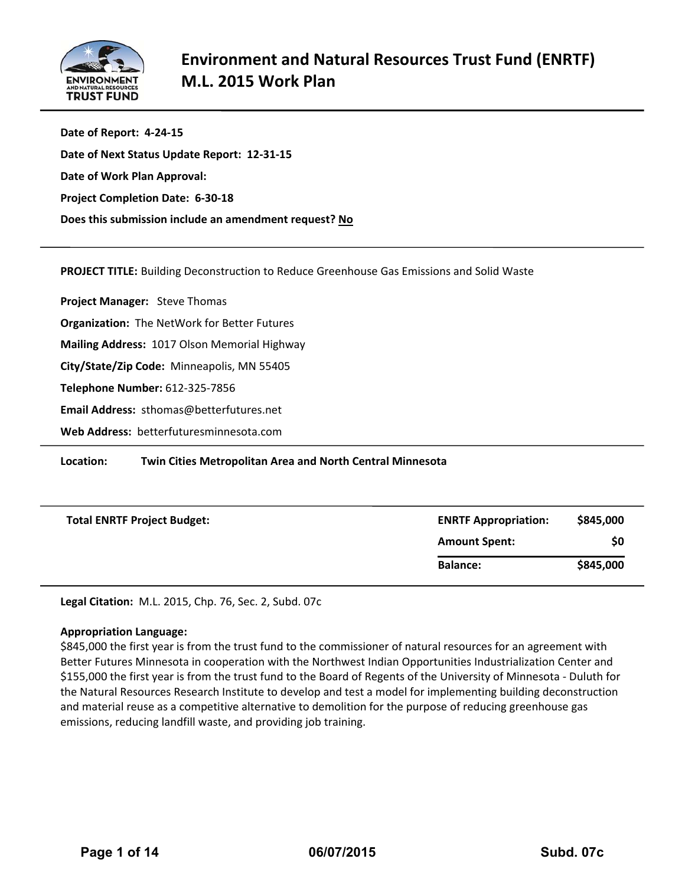# Environment and Natural Resources Trust Fund (ENRTF) M.L. 2015 Work Plan

**Date of Report: 4-24-15**

**Date of Next Status Update Report: 12-31-15**

**Date of Work Plan Approval:**

**Project Completion Date: 6-30-18**

**Does this submission include an amendment request? No**

---

**PROJECT TITLE:** Building Deconstruction to Reduce Greenhouse Gas Emissions and Solid Waste

**Project Manager:** Steve Thomas

**Organization:** The NetWork for Better Futures

**Mailing Address:** 1017 Olson Memorial Highway

**City/State/Zip Code:** Minneapolis, MN 55405

**Telephone Number:** 612-325-7856

**Email Address:** sthomas@betterfutures.net

**Web Address:** betterfuturesminnesota.com

---

**Location:** **Twin Cities Metropolitan Area and North Central Minnesota**

| Total ENRTF Project Budget: | ENRTF Appropriation: | $845,000 |
|---|---|---|
| | Amount Spent: | $0 |
| | Balance: | $845,000 |

**Legal Citation:** M.L. 2015, Chp. 76, Sec. 2, Subd. 07c

**Appropriation Language:**
$845,000 the first year is from the trust fund to the commissioner of natural resources for an agreement with Better Futures Minnesota in cooperation with the Northwest Indian Opportunities Industrialization Center and $155,000 the first year is from the trust fund to the Board of Regents of the University of Minnesota - Duluth for the Natural Resources Research Institute to develop and test a model for implementing building deconstruction and material reuse as a competitive alternative to demolition for the purpose of reducing greenhouse gas emissions, reducing landfill waste, and providing job training.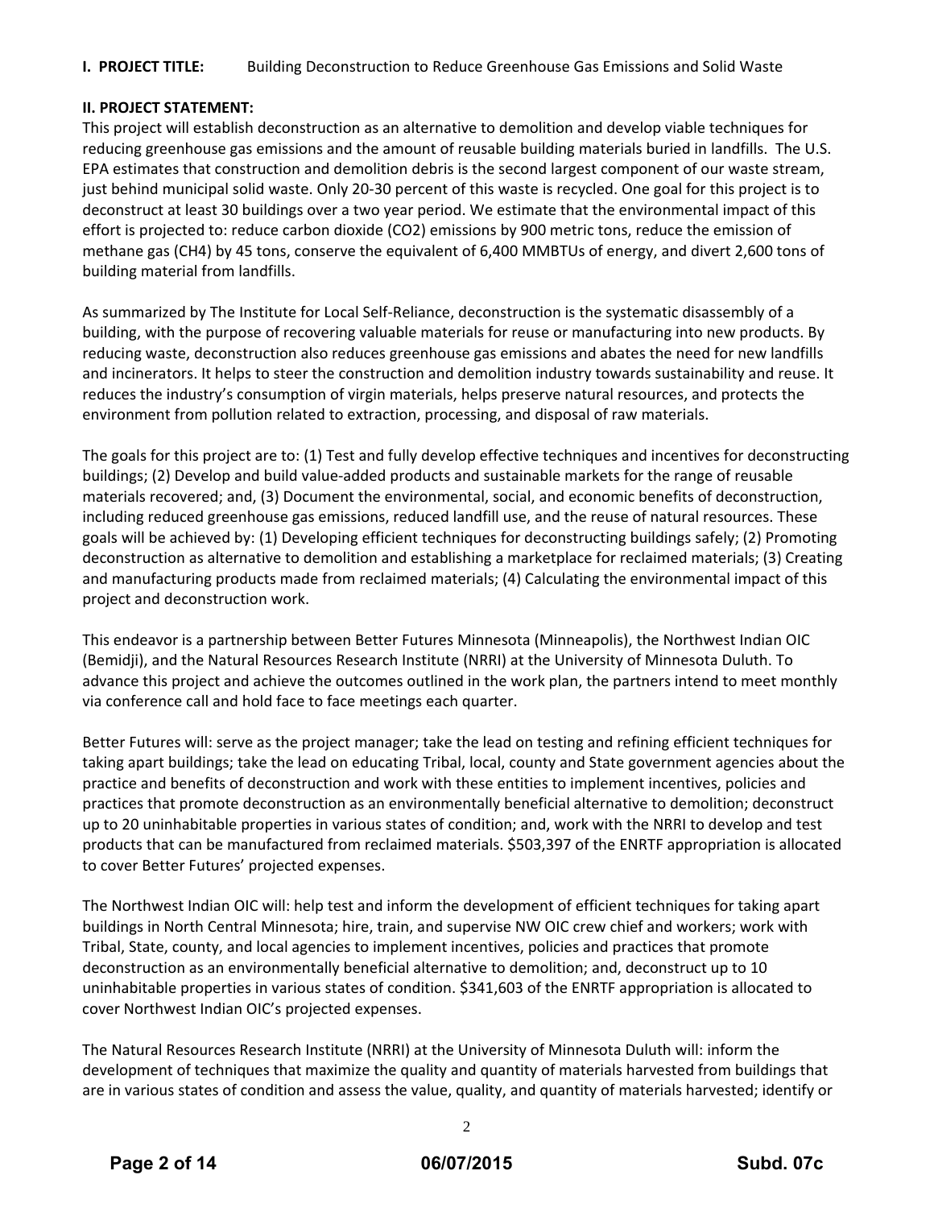**I. PROJECT TITLE:** Building Deconstruction to Reduce Greenhouse Gas Emissions and Solid Waste

**II. PROJECT STATEMENT:**

This project will establish deconstruction as an alternative to demolition and develop viable techniques for reducing greenhouse gas emissions and the amount of reusable building materials buried in landfills. The U.S. EPA estimates that construction and demolition debris is the second largest component of our waste stream, just behind municipal solid waste. Only 20-30 percent of this waste is recycled. One goal for this project is to deconstruct at least 30 buildings over a two year period. We estimate that the environmental impact of this effort is projected to: reduce carbon dioxide ($CO_2$) emissions by 900 metric tons, reduce the emission of methane gas ($CH_4$) by 45 tons, conserve the equivalent of 6,400 MMBTUs of energy, and divert 2,600 tons of building material from landfills.

As summarized by The Institute for Local Self-Reliance, deconstruction is the systematic disassembly of a building, with the purpose of recovering valuable materials for reuse or manufacturing into new products. By reducing waste, deconstruction also reduces greenhouse gas emissions and abates the need for new landfills and incinerators. It helps to steer the construction and demolition industry towards sustainability and reuse. It reduces the industry's consumption of virgin materials, helps preserve natural resources, and protects the environment from pollution related to extraction, processing, and disposal of raw materials.

The goals for this project are to: (1) Test and fully develop effective techniques and incentives for deconstructing buildings; (2) Develop and build value-added products and sustainable markets for the range of reusable materials recovered; and, (3) Document the environmental, social, and economic benefits of deconstruction, including reduced greenhouse gas emissions, reduced landfill use, and the reuse of natural resources. These goals will be achieved by: (1) Developing efficient techniques for deconstructing buildings safely; (2) Promoting deconstruction as alternative to demolition and establishing a marketplace for reclaimed materials; (3) Creating and manufacturing products made from reclaimed materials; (4) Calculating the environmental impact of this project and deconstruction work.

This endeavor is a partnership between Better Futures Minnesota (Minneapolis), the Northwest Indian OIC (Bemidji), and the Natural Resources Research Institute (NRRI) at the University of Minnesota Duluth. To advance this project and achieve the outcomes outlined in the work plan, the partners intend to meet monthly via conference call and hold face to face meetings each quarter.

Better Futures will: serve as the project manager; take the lead on testing and refining efficient techniques for taking apart buildings; take the lead on educating Tribal, local, county and State government agencies about the practice and benefits of deconstruction and work with these entities to implement incentives, policies and practices that promote deconstruction as an environmentally beneficial alternative to demolition; deconstruct up to 20 uninhabitable properties in various states of condition; and, work with the NRRI to develop and test products that can be manufactured from reclaimed materials. $503,397 of the ENRTF appropriation is allocated to cover Better Futures' projected expenses.

The Northwest Indian OIC will: help test and inform the development of efficient techniques for taking apart buildings in North Central Minnesota; hire, train, and supervise NW OIC crew chief and workers; work with Tribal, State, county, and local agencies to implement incentives, policies and practices that promote deconstruction as an environmentally beneficial alternative to demolition; and, deconstruct up to 10 uninhabitable properties in various states of condition. $341,603 of the ENRTF appropriation is allocated to cover Northwest Indian OIC's projected expenses.

The Natural Resources Research Institute (NRRI) at the University of Minnesota Duluth will: inform the development of techniques that maximize the quality and quantity of materials harvested from buildings that are in various states of condition and assess the value, quality, and quantity of materials harvested; identify or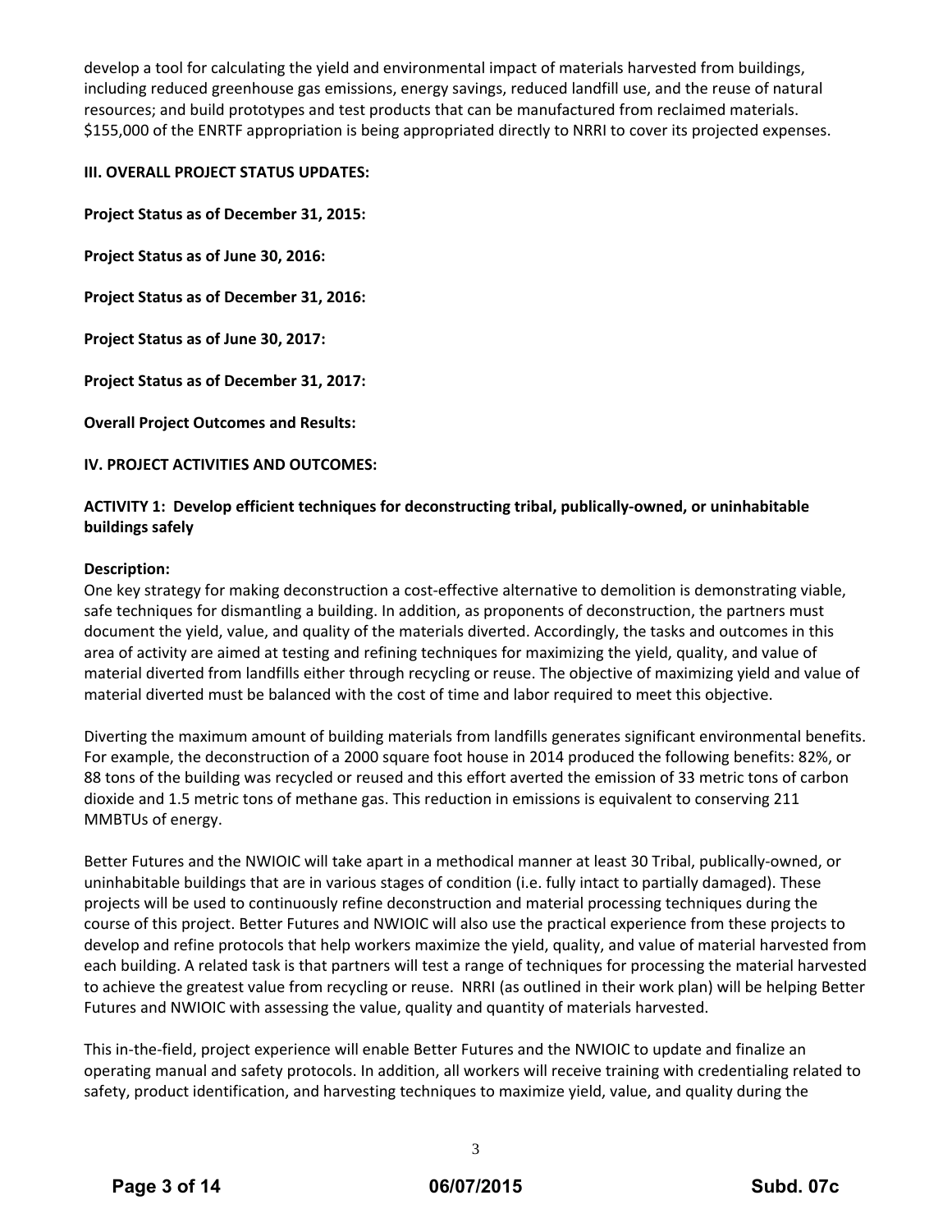develop a tool for calculating the yield and environmental impact of materials harvested from buildings, including reduced greenhouse gas emissions, energy savings, reduced landfill use, and the reuse of natural resources; and build prototypes and test products that can be manufactured from reclaimed materials. $155,000 of the ENRTF appropriation is being appropriated directly to NRRI to cover its projected expenses.

## III. OVERALL PROJECT STATUS UPDATES:

**Project Status as of December 31, 2015:**

**Project Status as of June 30, 2016:**

**Project Status as of December 31, 2016:**

**Project Status as of June 30, 2017:**

**Project Status as of December 31, 2017:**

**Overall Project Outcomes and Results:**

## IV. PROJECT ACTIVITIES AND OUTCOMES:

### ACTIVITY 1: Develop efficient techniques for deconstructing tribal, publically-owned, or uninhabitable buildings safely

**Description:**

One key strategy for making deconstruction a cost-effective alternative to demolition is demonstrating viable, safe techniques for dismantling a building. In addition, as proponents of deconstruction, the partners must document the yield, value, and quality of the materials diverted. Accordingly, the tasks and outcomes in this area of activity are aimed at testing and refining techniques for maximizing the yield, quality, and value of material diverted from landfills either through recycling or reuse. The objective of maximizing yield and value of material diverted must be balanced with the cost of time and labor required to meet this objective.

Diverting the maximum amount of building materials from landfills generates significant environmental benefits. For example, the deconstruction of a 2000 square foot house in 2014 produced the following benefits: 82%, or 88 tons of the building was recycled or reused and this effort averted the emission of 33 metric tons of carbon dioxide and 1.5 metric tons of methane gas. This reduction in emissions is equivalent to conserving 211 MMBTUs of energy.

Better Futures and the NWIOIC will take apart in a methodical manner at least 30 Tribal, publically-owned, or uninhabitable buildings that are in various stages of condition (i.e. fully intact to partially damaged). These projects will be used to continuously refine deconstruction and material processing techniques during the course of this project. Better Futures and NWIOIC will also use the practical experience from these projects to develop and refine protocols that help workers maximize the yield, quality, and value of material harvested from each building. A related task is that partners will test a range of techniques for processing the material harvested to achieve the greatest value from recycling or reuse. NRRI (as outlined in their work plan) will be helping Better Futures and NWIOIC with assessing the value, quality and quantity of materials harvested.

This in-the-field, project experience will enable Better Futures and the NWIOIC to update and finalize an operating manual and safety protocols. In addition, all workers will receive training with credentialing related to safety, product identification, and harvesting techniques to maximize yield, value, and quality during the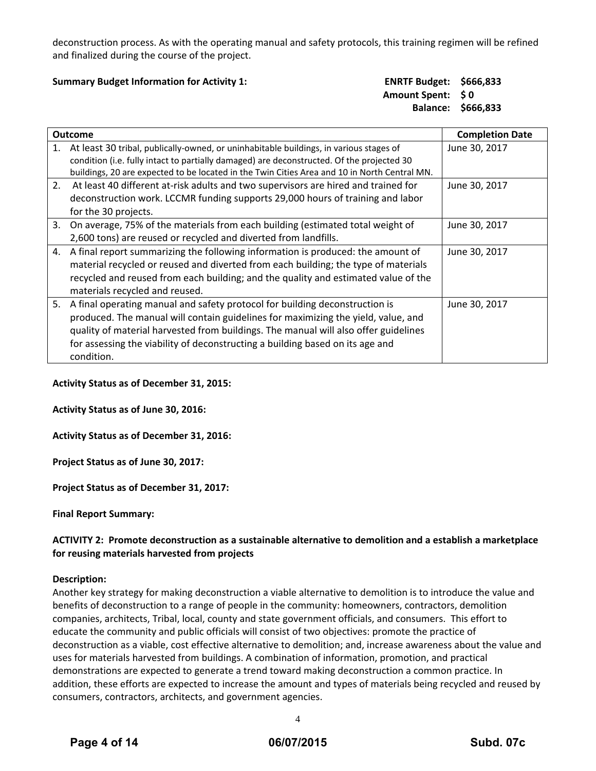deconstruction process. As with the operating manual and safety protocols, this training regimen will be refined and finalized during the course of the project.

**Summary Budget Information for Activity 1:**

**ENRTF Budget: $666,833**
**Amount Spent: $ 0**
**Balance: $666,833**

| Outcome | Completion Date |
|---|---|
| 1. At least 30 tribal, publically-owned, or uninhabitable buildings, in various stages of condition (i.e. fully intact to partially damaged) are deconstructed. Of the projected 30 buildings, 20 are expected to be located in the Twin Cities Area and 10 in North Central MN. | June 30, 2017 |
| 2. At least 40 different at-risk adults and two supervisors are hired and trained for deconstruction work. LCCMR funding supports 29,000 hours of training and labor for the 30 projects. | June 30, 2017 |
| 3. On average, 75% of the materials from each building (estimated total weight of 2,600 tons) are reused or recycled and diverted from landfills. | June 30, 2017 |
| 4. A final report summarizing the following information is produced: the amount of material recycled or reused and diverted from each building; the type of materials recycled and reused from each building; and the quality and estimated value of the materials recycled and reused. | June 30, 2017 |
| 5. A final operating manual and safety protocol for building deconstruction is produced. The manual will contain guidelines for maximizing the yield, value, and quality of material harvested from buildings. The manual will also offer guidelines for assessing the viability of deconstructing a building based on its age and condition. | June 30, 2017 |

**Activity Status as of December 31, 2015:**

**Activity Status as of June 30, 2016:**

**Activity Status as of December 31, 2016:**

**Project Status as of June 30, 2017:**

**Project Status as of December 31, 2017:**

**Final Report Summary:**

**ACTIVITY 2: Promote deconstruction as a sustainable alternative to demolition and a establish a marketplace for reusing materials harvested from projects**

**Description:**
Another key strategy for making deconstruction a viable alternative to demolition is to introduce the value and benefits of deconstruction to a range of people in the community: homeowners, contractors, demolition companies, architects, Tribal, local, county and state government officials, and consumers. This effort to educate the community and public officials will consist of two objectives: promote the practice of deconstruction as a viable, cost effective alternative to demolition; and, increase awareness about the value and uses for materials harvested from buildings. A combination of information, promotion, and practical demonstrations are expected to generate a trend toward making deconstruction a common practice. In addition, these efforts are expected to increase the amount and types of materials being recycled and reused by consumers, contractors, architects, and government agencies.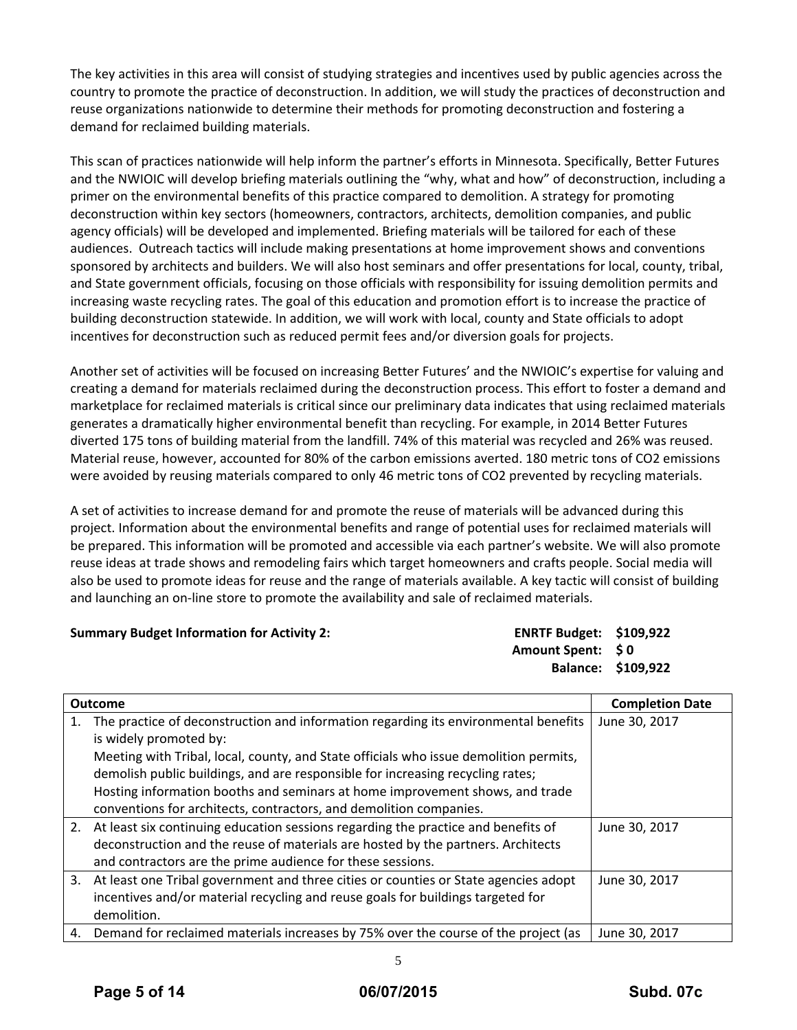The key activities in this area will consist of studying strategies and incentives used by public agencies across the country to promote the practice of deconstruction. In addition, we will study the practices of deconstruction and reuse organizations nationwide to determine their methods for promoting deconstruction and fostering a demand for reclaimed building materials.

This scan of practices nationwide will help inform the partner's efforts in Minnesota. Specifically, Better Futures and the NWIOIC will develop briefing materials outlining the "why, what and how" of deconstruction, including a primer on the environmental benefits of this practice compared to demolition. A strategy for promoting deconstruction within key sectors (homeowners, contractors, architects, demolition companies, and public agency officials) will be developed and implemented. Briefing materials will be tailored for each of these audiences. Outreach tactics will include making presentations at home improvement shows and conventions sponsored by architects and builders. We will also host seminars and offer presentations for local, county, tribal, and State government officials, focusing on those officials with responsibility for issuing demolition permits and increasing waste recycling rates. The goal of this education and promotion effort is to increase the practice of building deconstruction statewide. In addition, we will work with local, county and State officials to adopt incentives for deconstruction such as reduced permit fees and/or diversion goals for projects.

Another set of activities will be focused on increasing Better Futures' and the NWIOIC's expertise for valuing and creating a demand for materials reclaimed during the deconstruction process. This effort to foster a demand and marketplace for reclaimed materials is critical since our preliminary data indicates that using reclaimed materials generates a dramatically higher environmental benefit than recycling. For example, in 2014 Better Futures diverted 175 tons of building material from the landfill. 74% of this material was recycled and 26% was reused. Material reuse, however, accounted for 80% of the carbon emissions averted. 180 metric tons of $CO_2$ emissions were avoided by reusing materials compared to only 46 metric tons of $CO_2$ prevented by recycling materials.

A set of activities to increase demand for and promote the reuse of materials will be advanced during this project. Information about the environmental benefits and range of potential uses for reclaimed materials will be prepared. This information will be promoted and accessible via each partner's website. We will also promote reuse ideas at trade shows and remodeling fairs which target homeowners and crafts people. Social media will also be used to promote ideas for reuse and the range of materials available. A key tactic will consist of building and launching an on-line store to promote the availability and sale of reclaimed materials.

**Summary Budget Information for Activity 2:**

**ENRTF Budget: $109,922**
**Amount Spent: $ 0**
**Balance: $109,922**

| Outcome | Completion Date |
|---|---|
| 1. The practice of deconstruction and information regarding its environmental benefits is widely promoted by:<br>Meeting with Tribal, local, county, and State officials who issue demolition permits, demolish public buildings, and are responsible for increasing recycling rates;<br>Hosting information booths and seminars at home improvement shows, and trade conventions for architects, contractors, and demolition companies. | June 30, 2017 |
| 2. At least six continuing education sessions regarding the practice and benefits of deconstruction and the reuse of materials are hosted by the partners. Architects and contractors are the prime audience for these sessions. | June 30, 2017 |
| 3. At least one Tribal government and three cities or counties or State agencies adopt incentives and/or material recycling and reuse goals for buildings targeted for demolition. | June 30, 2017 |
| 4. Demand for reclaimed materials increases by 75% over the course of the project (as | June 30, 2017 |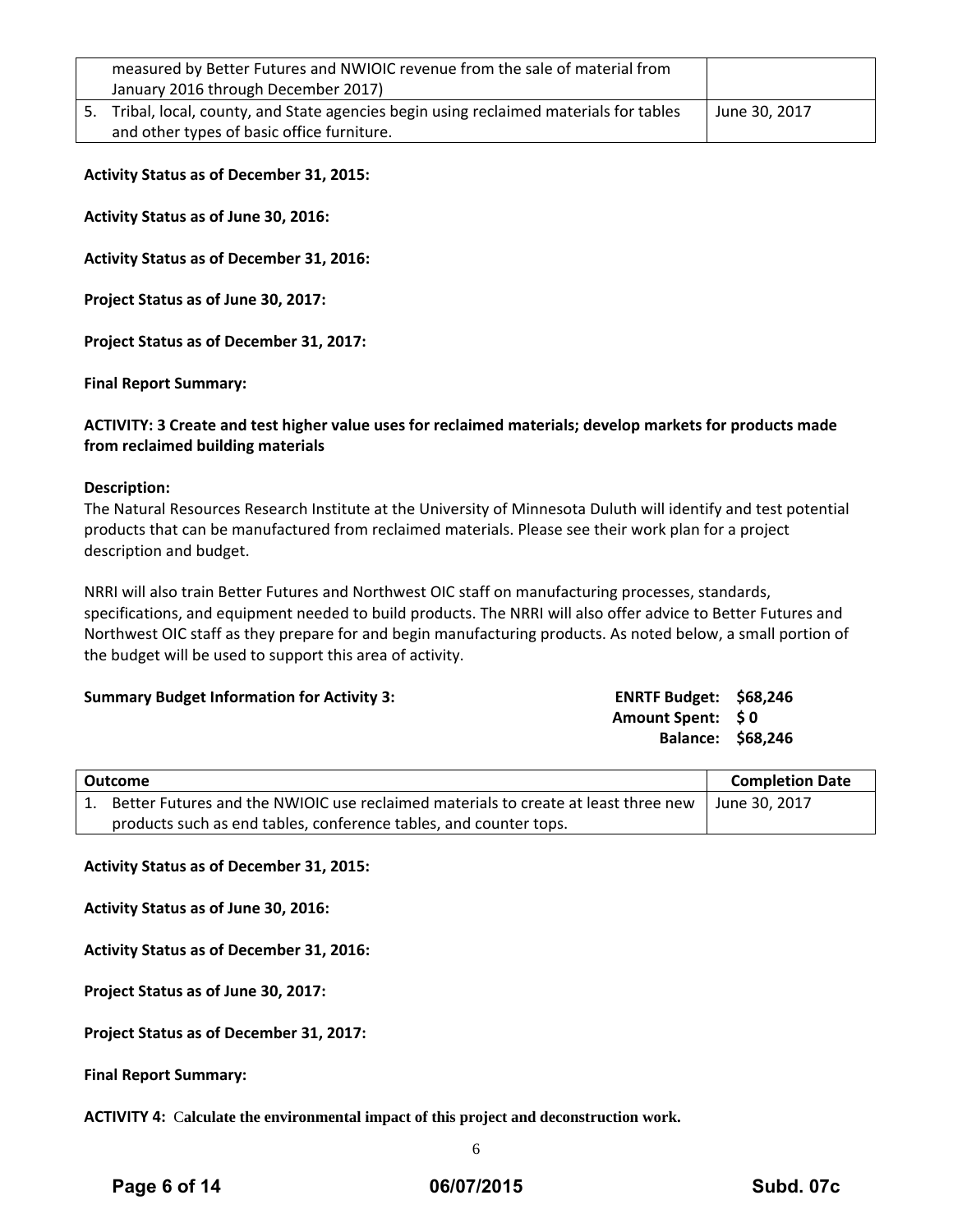| | |
|---|---|
| measured by Better Futures and NWIOIC revenue from the sale of material from January 2016 through December 2017) | |
| 5. Tribal, local, county, and State agencies begin using reclaimed materials for tables and other types of basic office furniture. | June 30, 2017 |

**Activity Status as of December 31, 2015:**

**Activity Status as of June 30, 2016:**

**Activity Status as of December 31, 2016:**

**Project Status as of June 30, 2017:**

**Project Status as of December 31, 2017:**

**Final Report Summary:**

**ACTIVITY: 3 Create and test higher value uses for reclaimed materials; develop markets for products made from reclaimed building materials**

**Description:**
The Natural Resources Research Institute at the University of Minnesota Duluth will identify and test potential products that can be manufactured from reclaimed materials. Please see their work plan for a project description and budget.

NRRI will also train Better Futures and Northwest OIC staff on manufacturing processes, standards, specifications, and equipment needed to build products. The NRRI will also offer advice to Better Futures and Northwest OIC staff as they prepare for and begin manufacturing products. As noted below, a small portion of the budget will be used to support this area of activity.

**Summary Budget Information for Activity 3:**

**ENRTF Budget: $68,246**
**Amount Spent: $ 0**
**Balance: $68,246**

| Outcome | Completion Date |
|---|---|
| 1. Better Futures and the NWIOIC use reclaimed materials to create at least three new products such as end tables, conference tables, and counter tops. | June 30, 2017 |

**Activity Status as of December 31, 2015:**

**Activity Status as of June 30, 2016:**

**Activity Status as of December 31, 2016:**

**Project Status as of June 30, 2017:**

**Project Status as of December 31, 2017:**

**Final Report Summary:**

**ACTIVITY 4: Calculate the environmental impact of this project and deconstruction work.**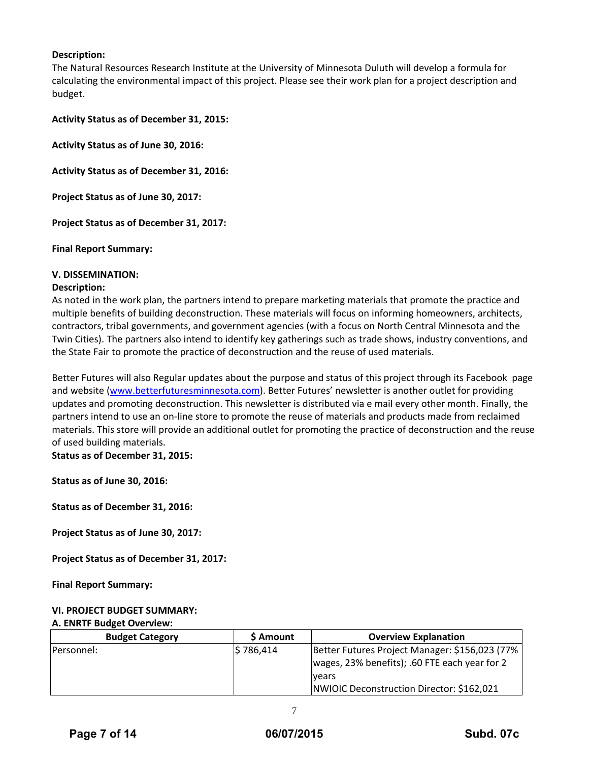**Description:**
The Natural Resources Research Institute at the University of Minnesota Duluth will develop a formula for calculating the environmental impact of this project. Please see their work plan for a project description and budget.

**Activity Status as of December 31, 2015:**

**Activity Status as of June 30, 2016:**

**Activity Status as of December 31, 2016:**

**Project Status as of June 30, 2017:**

**Project Status as of December 31, 2017:**

**Final Report Summary:**

### V. DISSEMINATION:

**Description:**
As noted in the work plan, the partners intend to prepare marketing materials that promote the practice and multiple benefits of building deconstruction. These materials will focus on informing homeowners, architects, contractors, tribal governments, and government agencies (with a focus on North Central Minnesota and the Twin Cities). The partners also intend to identify key gatherings such as trade shows, industry conventions, and the State Fair to promote the practice of deconstruction and the reuse of used materials.

Better Futures will also Regular updates about the purpose and status of this project through its Facebook page and website ([www.betterfuturesminnesota.com](www.betterfuturesminnesota.com)). Better Futures' newsletter is another outlet for providing updates and promoting deconstruction. This newsletter is distributed via e mail every other month. Finally, the partners intend to use an on-line store to promote the reuse of materials and products made from reclaimed materials. This store will provide an additional outlet for promoting the practice of deconstruction and the reuse of used building materials.

**Status as of December 31, 2015:**

**Status as of June 30, 2016:**

**Status as of December 31, 2016:**

**Project Status as of June 30, 2017:**

**Project Status as of December 31, 2017:**

**Final Report Summary:**

### VI. PROJECT BUDGET SUMMARY:

**A. ENRTF Budget Overview:**

| Budget Category | $ Amount | Overview Explanation |
|---|---|---|
| Personnel: | $ 786,414 | Better Futures Project Manager: $156,023 (77% wages, 23% benefits); .60 FTE each year for 2 years<br>NWIOIC Deconstruction Director: $162,021 |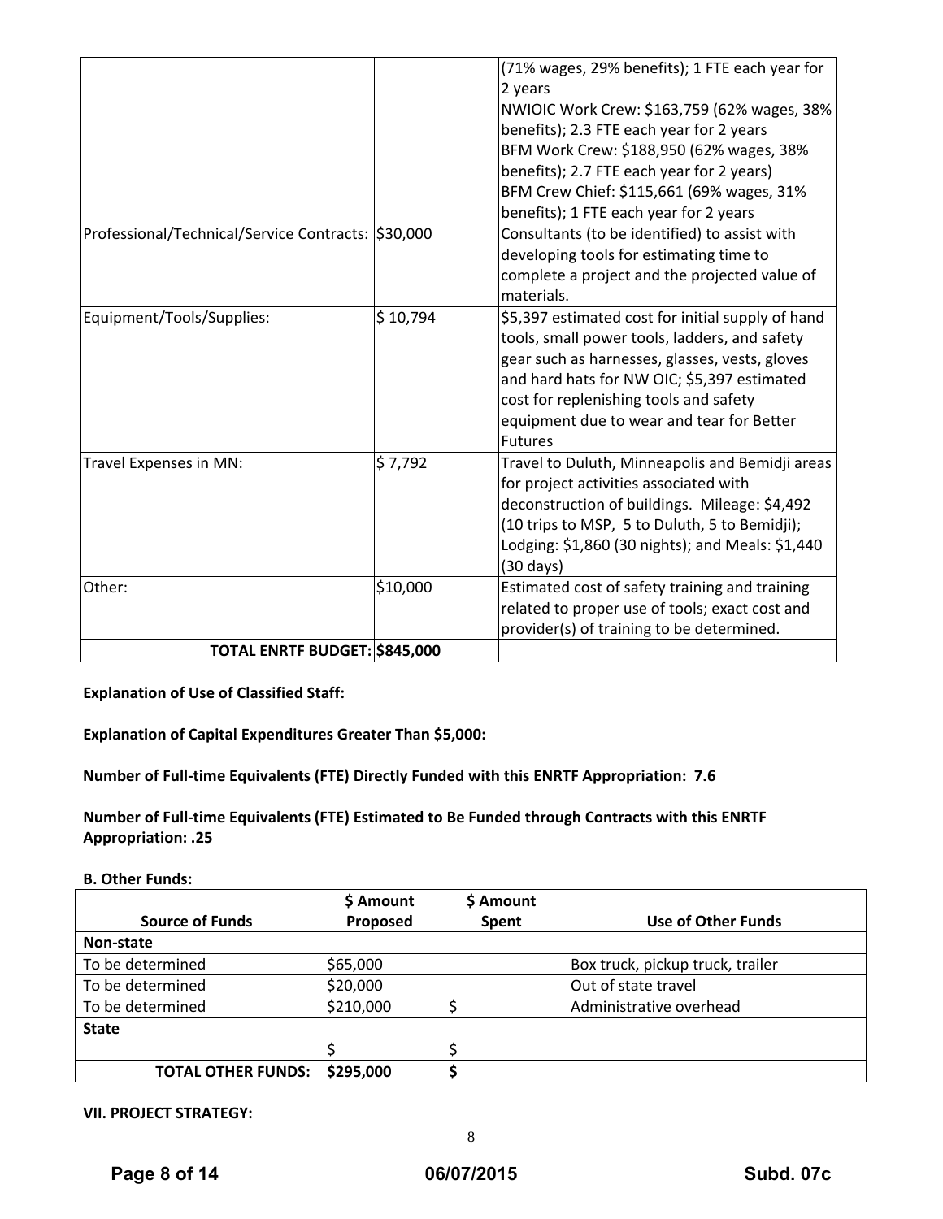| | | |
|---|---|---|
| | | (71% wages, 29% benefits); 1 FTE each year for 2 years<br>NWIOIC Work Crew: $163,759 (62% wages, 38% benefits); 2.3 FTE each year for 2 years<br>BFM Work Crew: $188,950 (62% wages, 38% benefits); 2.7 FTE each year for 2 years)<br>BFM Crew Chief: $115,661 (69% wages, 31% benefits); 1 FTE each year for 2 years |
| Professional/Technical/Service Contracts: | $30,000 | Consultants (to be identified) to assist with developing tools for estimating time to complete a project and the projected value of materials. |
| Equipment/Tools/Supplies: | $ 10,794 | $5,397 estimated cost for initial supply of hand tools, small power tools, ladders, and safety gear such as harnesses, glasses, vests, gloves and hard hats for NW OIC; $5,397 estimated cost for replenishing tools and safety equipment due to wear and tear for Better Futures |
| Travel Expenses in MN: | $ 7,792 | Travel to Duluth, Minneapolis and Bemidji areas for project activities associated with deconstruction of buildings. Mileage: $4,492 (10 trips to MSP, 5 to Duluth, 5 to Bemidji); Lodging: $1,860 (30 nights); and Meals: $1,440 (30 days) |
| Other: | $10,000 | Estimated cost of safety training and training related to proper use of tools; exact cost and provider(s) of training to be determined. |
| **TOTAL ENRTF BUDGET:** | **$845,000** | |

**Explanation of Use of Classified Staff:**

**Explanation of Capital Expenditures Greater Than $5,000:**

**Number of Full-time Equivalents (FTE) Directly Funded with this ENRTF Appropriation: 7.6**

**Number of Full-time Equivalents (FTE) Estimated to Be Funded through Contracts with this ENRTF Appropriation: .25**

**B. Other Funds:**

| Source of Funds | $ Amount Proposed | $ Amount Spent | Use of Other Funds |
|---|---|---|---|
| **Non-state** | | | |
| To be determined | $65,000 | | Box truck, pickup truck, trailer |
| To be determined | $20,000 | | Out of state travel |
| To be determined | $210,000 | $ | Administrative overhead |
| **State** | | | |
| | $ | $ | |
| **TOTAL OTHER FUNDS:** | **$295,000** | **$** | |

**VII. PROJECT STRATEGY:**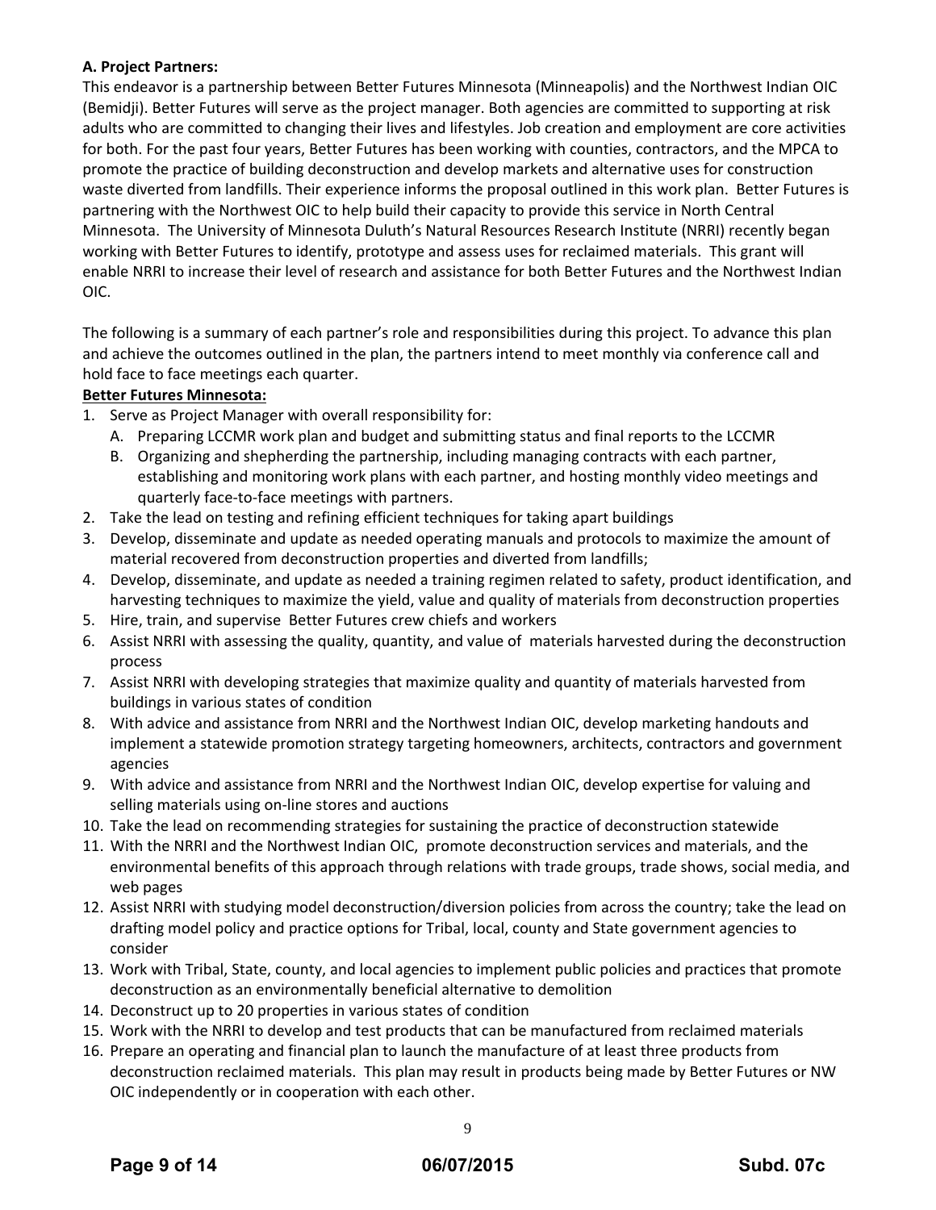**A. Project Partners:**

This endeavor is a partnership between Better Futures Minnesota (Minneapolis) and the Northwest Indian OIC (Bemidji). Better Futures will serve as the project manager. Both agencies are committed to supporting at risk adults who are committed to changing their lives and lifestyles. Job creation and employment are core activities for both. For the past four years, Better Futures has been working with counties, contractors, and the MPCA to promote the practice of building deconstruction and develop markets and alternative uses for construction waste diverted from landfills. Their experience informs the proposal outlined in this work plan. Better Futures is partnering with the Northwest OIC to help build their capacity to provide this service in North Central Minnesota. The University of Minnesota Duluth's Natural Resources Research Institute (NRRI) recently began working with Better Futures to identify, prototype and assess uses for reclaimed materials. This grant will enable NRRI to increase their level of research and assistance for both Better Futures and the Northwest Indian OIC.

The following is a summary of each partner's role and responsibilities during this project. To advance this plan and achieve the outcomes outlined in the plan, the partners intend to meet monthly via conference call and hold face to face meetings each quarter.

**Better Futures Minnesota:**

1. Serve as Project Manager with overall responsibility for:
   A. Preparing LCCMR work plan and budget and submitting status and final reports to the LCCMR
   B. Organizing and shepherding the partnership, including managing contracts with each partner, establishing and monitoring work plans with each partner, and hosting monthly video meetings and quarterly face-to-face meetings with partners.
2. Take the lead on testing and refining efficient techniques for taking apart buildings
3. Develop, disseminate and update as needed operating manuals and protocols to maximize the amount of material recovered from deconstruction properties and diverted from landfills;
4. Develop, disseminate, and update as needed a training regimen related to safety, product identification, and harvesting techniques to maximize the yield, value and quality of materials from deconstruction properties
5. Hire, train, and supervise Better Futures crew chiefs and workers
6. Assist NRRI with assessing the quality, quantity, and value of materials harvested during the deconstruction process
7. Assist NRRI with developing strategies that maximize quality and quantity of materials harvested from buildings in various states of condition
8. With advice and assistance from NRRI and the Northwest Indian OIC, develop marketing handouts and implement a statewide promotion strategy targeting homeowners, architects, contractors and government agencies
9. With advice and assistance from NRRI and the Northwest Indian OIC, develop expertise for valuing and selling materials using on-line stores and auctions
10. Take the lead on recommending strategies for sustaining the practice of deconstruction statewide
11. With the NRRI and the Northwest Indian OIC, promote deconstruction services and materials, and the environmental benefits of this approach through relations with trade groups, trade shows, social media, and web pages
12. Assist NRRI with studying model deconstruction/diversion policies from across the country; take the lead on drafting model policy and practice options for Tribal, local, county and State government agencies to consider
13. Work with Tribal, State, county, and local agencies to implement public policies and practices that promote deconstruction as an environmentally beneficial alternative to demolition
14. Deconstruct up to 20 properties in various states of condition
15. Work with the NRRI to develop and test products that can be manufactured from reclaimed materials
16. Prepare an operating and financial plan to launch the manufacture of at least three products from deconstruction reclaimed materials. This plan may result in products being made by Better Futures or NW OIC independently or in cooperation with each other.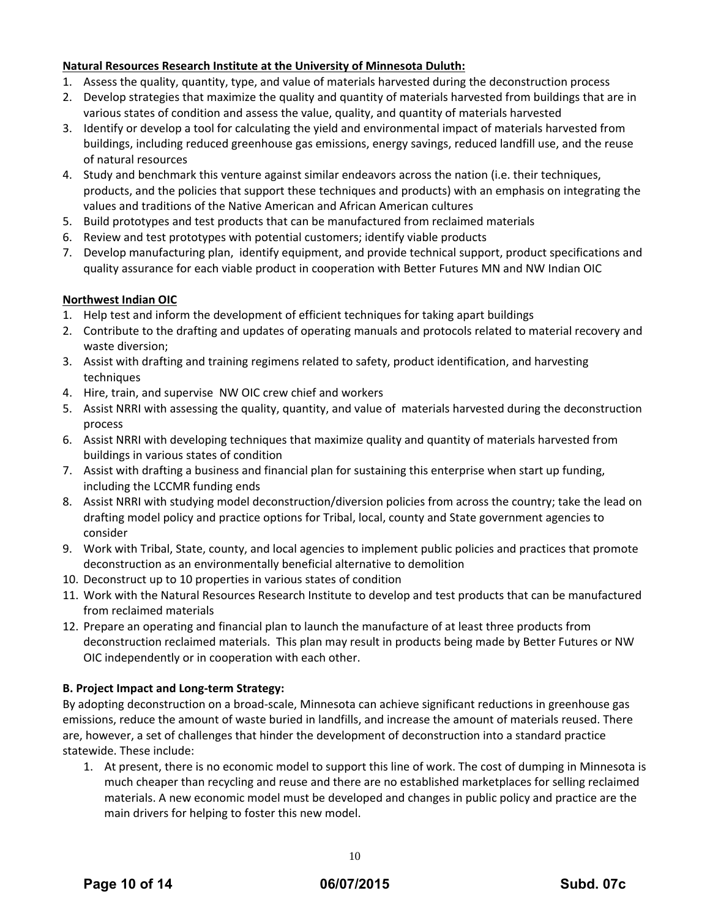**Natural Resources Research Institute at the University of Minnesota Duluth:**

1. Assess the quality, quantity, type, and value of materials harvested during the deconstruction process
2. Develop strategies that maximize the quality and quantity of materials harvested from buildings that are in various states of condition and assess the value, quality, and quantity of materials harvested
3. Identify or develop a tool for calculating the yield and environmental impact of materials harvested from buildings, including reduced greenhouse gas emissions, energy savings, reduced landfill use, and the reuse of natural resources
4. Study and benchmark this venture against similar endeavors across the nation (i.e. their techniques, products, and the policies that support these techniques and products) with an emphasis on integrating the values and traditions of the Native American and African American cultures
5. Build prototypes and test products that can be manufactured from reclaimed materials
6. Review and test prototypes with potential customers; identify viable products
7. Develop manufacturing plan, identify equipment, and provide technical support, product specifications and quality assurance for each viable product in cooperation with Better Futures MN and NW Indian OIC

**Northwest Indian OIC**

1. Help test and inform the development of efficient techniques for taking apart buildings
2. Contribute to the drafting and updates of operating manuals and protocols related to material recovery and waste diversion;
3. Assist with drafting and training regimens related to safety, product identification, and harvesting techniques
4. Hire, train, and supervise NW OIC crew chief and workers
5. Assist NRRI with assessing the quality, quantity, and value of materials harvested during the deconstruction process
6. Assist NRRI with developing techniques that maximize quality and quantity of materials harvested from buildings in various states of condition
7. Assist with drafting a business and financial plan for sustaining this enterprise when start up funding, including the LCCMR funding ends
8. Assist NRRI with studying model deconstruction/diversion policies from across the country; take the lead on drafting model policy and practice options for Tribal, local, county and State government agencies to consider
9. Work with Tribal, State, county, and local agencies to implement public policies and practices that promote deconstruction as an environmentally beneficial alternative to demolition
10. Deconstruct up to 10 properties in various states of condition
11. Work with the Natural Resources Research Institute to develop and test products that can be manufactured from reclaimed materials
12. Prepare an operating and financial plan to launch the manufacture of at least three products from deconstruction reclaimed materials. This plan may result in products being made by Better Futures or NW OIC independently or in cooperation with each other.

**B. Project Impact and Long-term Strategy:**

By adopting deconstruction on a broad-scale, Minnesota can achieve significant reductions in greenhouse gas emissions, reduce the amount of waste buried in landfills, and increase the amount of materials reused. There are, however, a set of challenges that hinder the development of deconstruction into a standard practice statewide. These include:

1. At present, there is no economic model to support this line of work. The cost of dumping in Minnesota is much cheaper than recycling and reuse and there are no established marketplaces for selling reclaimed materials. A new economic model must be developed and changes in public policy and practice are the main drivers for helping to foster this new model.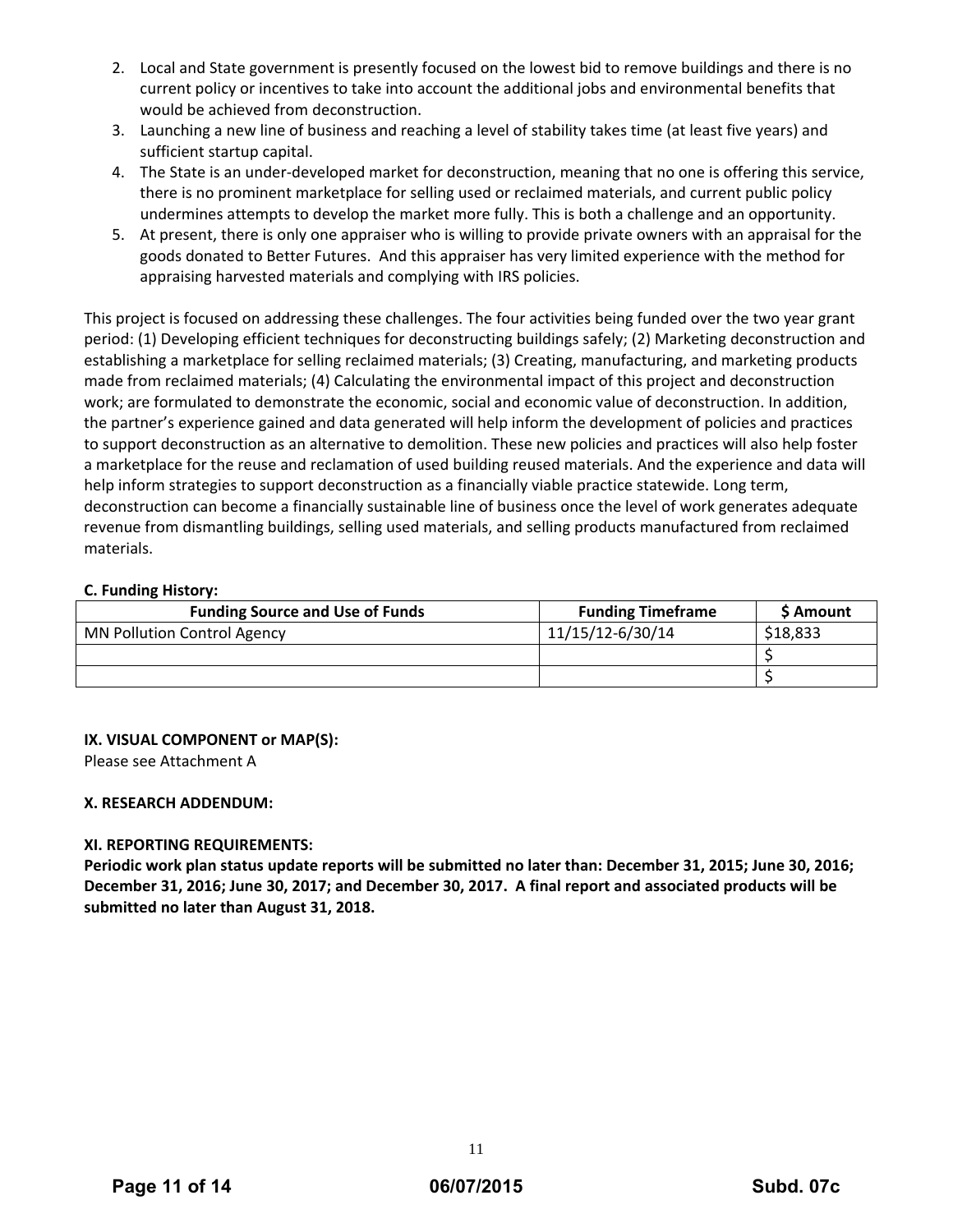2. Local and State government is presently focused on the lowest bid to remove buildings and there is no current policy or incentives to take into account the additional jobs and environmental benefits that would be achieved from deconstruction.
3. Launching a new line of business and reaching a level of stability takes time (at least five years) and sufficient startup capital.
4. The State is an under-developed market for deconstruction, meaning that no one is offering this service, there is no prominent marketplace for selling used or reclaimed materials, and current public policy undermines attempts to develop the market more fully. This is both a challenge and an opportunity.
5. At present, there is only one appraiser who is willing to provide private owners with an appraisal for the goods donated to Better Futures. And this appraiser has very limited experience with the method for appraising harvested materials and complying with IRS policies.

This project is focused on addressing these challenges. The four activities being funded over the two year grant period: (1) Developing efficient techniques for deconstructing buildings safely; (2) Marketing deconstruction and establishing a marketplace for selling reclaimed materials; (3) Creating, manufacturing, and marketing products made from reclaimed materials; (4) Calculating the environmental impact of this project and deconstruction work; are formulated to demonstrate the economic, social and economic value of deconstruction. In addition, the partner's experience gained and data generated will help inform the development of policies and practices to support deconstruction as an alternative to demolition. These new policies and practices will also help foster a marketplace for the reuse and reclamation of used building reused materials. And the experience and data will help inform strategies to support deconstruction as a financially viable practice statewide. Long term, deconstruction can become a financially sustainable line of business once the level of work generates adequate revenue from dismantling buildings, selling used materials, and selling products manufactured from reclaimed materials.

**C. Funding History:**

| Funding Source and Use of Funds | Funding Timeframe | $ Amount |
|---|---|---|
| MN Pollution Control Agency | 11/15/12-6/30/14 | $18,833 |
| | | $ |
| | | $ |

**IX. VISUAL COMPONENT or MAP(S):**

Please see Attachment A

**X. RESEARCH ADDENDUM:**

**XI. REPORTING REQUIREMENTS:**

**Periodic work plan status update reports will be submitted no later than: December 31, 2015; June 30, 2016; December 31, 2016; June 30, 2017; and December 30, 2017. A final report and associated products will be submitted no later than August 31, 2018.**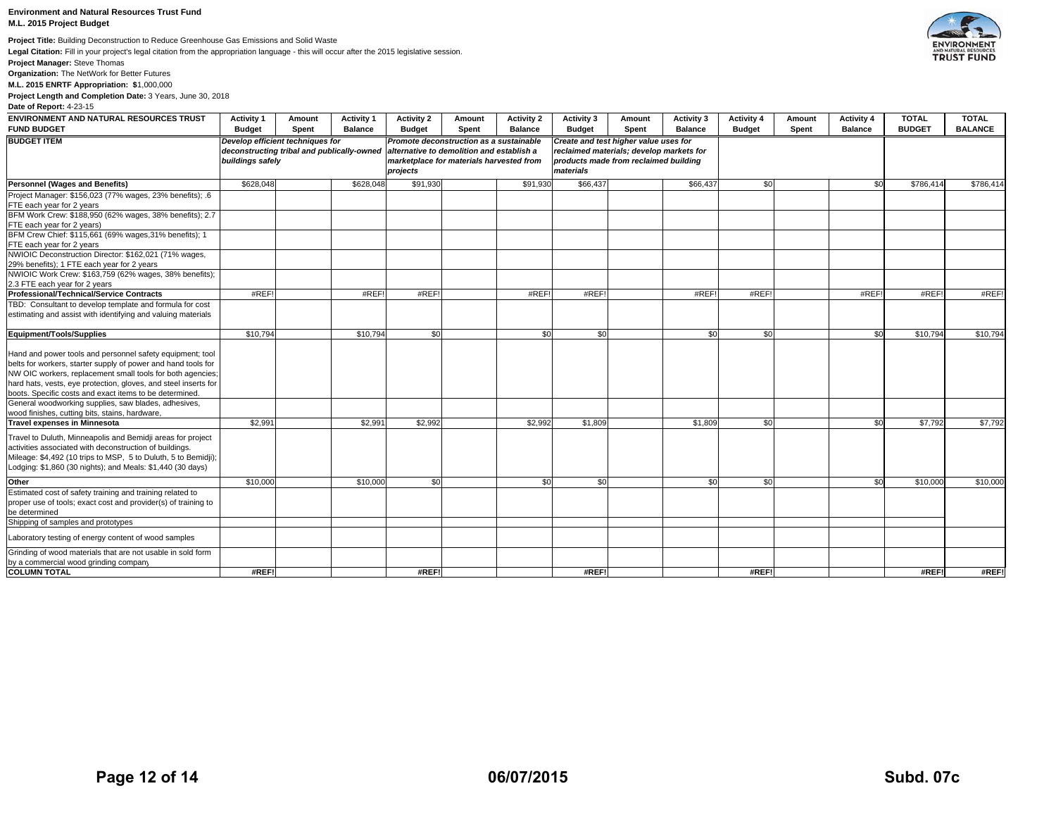**Environment and Natural Resources Trust Fund**
**M.L. 2015 Project Budget**

**Project Title:** Building Deconstruction to Reduce Greenhouse Gas Emissions and Solid Waste

**Legal Citation:** Fill in your project's legal citation from the appropriation language - this will occur after the 2015 legislative session.

**Project Manager:** Steve Thomas

**Organization:** The NetWork for Better Futures

**M.L. 2015 ENRTF Appropriation: $**1,000,000

**Project Length and Completion Date:** 3 Years, June 30, 2018

**Date of Report:** 4-23-15

| ENVIRONMENT AND NATURAL RESOURCES TRUST FUND BUDGET | Activity 1 Budget | Amount Spent | Activity 1 Balance | Activity 2 Budget | Amount Spent | Activity 2 Balance | Activity 3 Budget | Amount Spent | Activity 3 Balance | Activity 4 Budget | Amount Spent | Activity 4 Balance | TOTAL BUDGET | TOTAL BALANCE |
|---|---|---|---|---|---|---|---|---|---|---|---|---|---|---|
| **BUDGET ITEM** | *Develop efficient techniques for deconstructing tribal and publically-owned buildings safely* | | | *Promote deconstruction as a sustainable alternative to demolition and establish a marketplace for materials harvested from projects* | | | *Create and test higher value uses for reclaimed materials; develop markets for products made from reclaimed building materials* | | | | | | | |
| **Personnel (Wages and Benefits)** | $628,048 | | $628,048 | $91,930 | | $91,930 | $66,437 | | $66,437 | $0 | | $0 | $786,414 | $786,414 |
| Project Manager: $156,023 (77% wages, 23% benefits); .6 FTE each year for 2 years | | | | | | | | | | | | | | |
| BFM Work Crew: $188,950 (62% wages, 38% benefits); 2.7 FTE each year for 2 years) | | | | | | | | | | | | | | |
| BFM Crew Chief: $115,661 (69% wages,31% benefits); 1 FTE each year for 2 years | | | | | | | | | | | | | | |
| NWIOIC Deconstruction Director: $162,021 (71% wages, 29% benefits); 1 FTE each year for 2 years | | | | | | | | | | | | | | |
| NWIOIC Work Crew: $163,759 (62% wages, 38% benefits); 2.3 FTE each year for 2 years | | | | | | | | | | | | | | |
| **Professional/Technical/Service Contracts** | #REF! | | #REF! | #REF! | | #REF! | #REF! | | #REF! | #REF! | | #REF! | #REF! | #REF! |
| TBD: Consultant to develop template and formula for cost estimating and assist with identifying and valuing materials | | | | | | | | | | | | | | |
| **Equipment/Tools/Supplies** | $10,794 | | $10,794 | $0 | | $0 | $0 | | $0 | $0 | | $0 | $10,794 | $10,794 |
| Hand and power tools and personnel safety equipment; tool belts for workers, starter supply of power and hand tools for NW OIC workers, replacement small tools for both agencies; hard hats, vests, eye protection, gloves, and steel inserts for boots. Specific costs and exact items to be determined. | | | | | | | | | | | | | | |
| General woodworking supplies, saw blades, adhesives, wood finishes, cutting bits, stains, hardware, | | | | | | | | | | | | | | |
| **Travel expenses in Minnesota** | $2,991 | | $2,991 | $2,992 | | $2,992 | $1,809 | | $1,809 | $0 | | $0 | $7,792 | $7,792 |
| Travel to Duluth, Minneapolis and Bemidji areas for project activities associated with deconstruction of buildings. Mileage: $4,492 (10 trips to MSP, 5 to Duluth, 5 to Bemidji); Lodging: $1,860 (30 nights); and Meals: $1,440 (30 days) | | | | | | | | | | | | | | |
| **Other** | $10,000 | | $10,000 | $0 | | $0 | $0 | | $0 | $0 | | $0 | $10,000 | $10,000 |
| Estimated cost of safety training and training related to proper use of tools; exact cost and provider(s) of training to be determined | | | | | | | | | | | | | | |
| Shipping of samples and prototypes | | | | | | | | | | | | | | |
| Laboratory testing of energy content of wood samples | | | | | | | | | | | | | | |
| Grinding of wood materials that are not usable in sold form by a commercial wood grinding company | | | | | | | | | | | | | | |
| **COLUMN TOTAL** | **#REF!** | | | **#REF!** | | | **#REF!** | | | **#REF!** | | | **#REF!** | **#REF!** |

**Subd. 07c**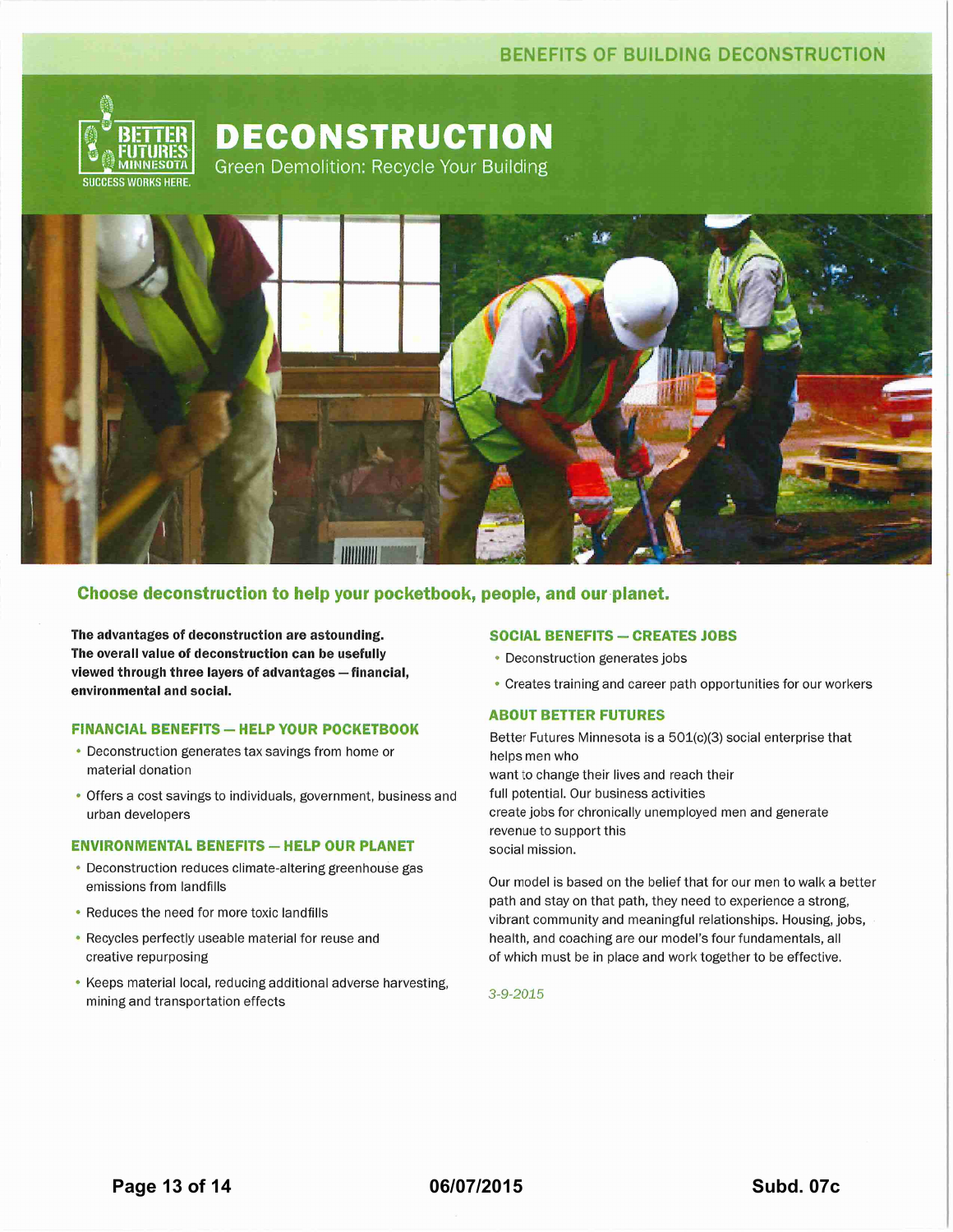BENEFITS OF BUILDING DECONSTRUCTION

BETTER FUTURES MINNESOTA
SUCCESS WORKS HERE.

# DECONSTRUCTION

Green Demolition: Recycle Your Building

## Choose deconstruction to help your pocketbook, people, and our planet.

**The advantages of deconstruction are astounding. The overall value of deconstruction can be usefully viewed through three layers of advantages — financial, environmental and social.**

### FINANCIAL BENEFITS — HELP YOUR POCKETBOOK

- Deconstruction generates tax savings from home or material donation
- Offers a cost savings to individuals, government, business and urban developers

### ENVIRONMENTAL BENEFITS — HELP OUR PLANET

- Deconstruction reduces climate-altering greenhouse gas emissions from landfills
- Reduces the need for more toxic landfills
- Recycles perfectly useable material for reuse and creative repurposing
- Keeps material local, reducing additional adverse harvesting, mining and transportation effects

### SOCIAL BENEFITS — CREATES JOBS

- Deconstruction generates jobs
- Creates training and career path opportunities for our workers

### ABOUT BETTER FUTURES

Better Futures Minnesota is a 501(c)(3) social enterprise that helps men who want to change their lives and reach their full potential. Our business activities create jobs for chronically unemployed men and generate revenue to support this social mission.

Our model is based on the belief that for our men to walk a better path and stay on that path, they need to experience a strong, vibrant community and meaningful relationships. Housing, jobs, health, and coaching are our model's four fundamentals, all of which must be in place and work together to be effective.

*3-9-2015*

06/07/2015

Subd. 07c